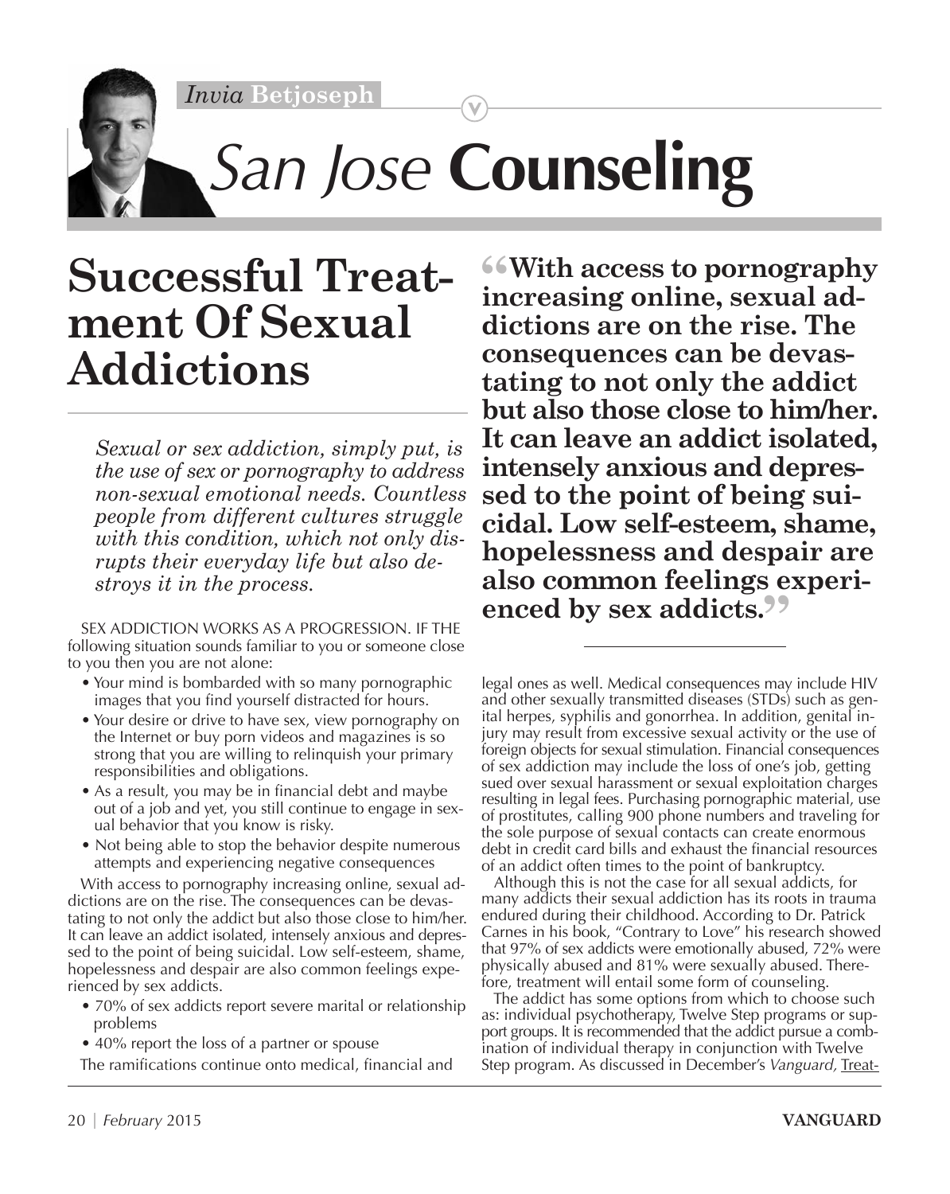*Invia* **Betjoseph**

# *San Jose* **Counseling**

## Successful Treatment Of Sexual Addictions

*Sexual or sex addiction, simply put, is the use of sex or pornography to address non-sexual emotional needs. Countless people from different cultures struggle with this condition, which not only disrupts their everyday life but also destroys it in the process.*

**"With access to pornography increasing online, sexual addictions are on the rise. The consequences can be devastating to not only the addict but also those close to him/her. It can leave an addict isolated, intensely anxious and depressed to the point of being suicidal. Low self-esteem, shame, hopelessness and despair are also common feelings experienced by sex addicts."**

SEX ADDICTION WORKS AS A PROGRESSION. IF THE following situation sounds familiar to you or someone close to you then you are not alone:

- Your mind is bombarded with so many pornographic images that you find yourself distracted for hours.
- Your desire or drive to have sex, view pornography on the Internet or buy porn videos and magazines is so strong that you are willing to relinquish your primary responsibilities and obligations.
- As a result, you may be in financial debt and maybe out of a job and yet, you still continue to engage in sexual behavior that you know is risky.
- Not being able to stop the behavior despite numerous attempts and experiencing negative consequences

With access to pornography increasing online, sexual addictions are on the rise. The consequences can be devastating to not only the addict but also those close to him/her. It can leave an addict isolated, intensely anxious and depressed to the point of being suicidal. Low self-esteem, shame, hopelessness and despair are also common feelings experienced by sex addicts.

- 70% of sex addicts report severe marital or relationship problems
- 40% report the loss of a partner or spouse

The ramifications continue onto medical, financial and legal ones as well. Medical consequences may include HIV and other sexually transmitted diseases (STDs) such as genital herpes, syphilis and gonorrhea. In addition, genital injury may result from excessive sexual activity or the use of foreign objects for sexual stimulation. Financial consequences of sex addiction may include the loss of one's job, getting sued over sexual harassment or sexual exploitation charges resulting in legal fees. Purchasing pornographic material, use of prostitutes, calling 900 phone numbers and traveling for the sole purpose of sexual contacts can create enormous debt in credit card bills and exhaust the financial resources of an addict often times to the point of bankruptcy.

Although this is not the case for all sexual addicts, for many addicts their sexual addiction has its roots in trauma endured during their childhood. According to Dr. Patrick Carnes in his book, "Contrary to Love" his research showed that 97% of sex addicts were emotionally abused, 72% were physically abused and 81% were sexually abused. Therefore, treatment will entail some form of counseling.

The addict has some options from which to choose such as: individual psychotherapy, Twelve Step programs or support groups. It is recommended that the addict pursue a combination of individual therapy in conjunction with Twelve Step program. As discussed in December's *Vanguard,* Treat-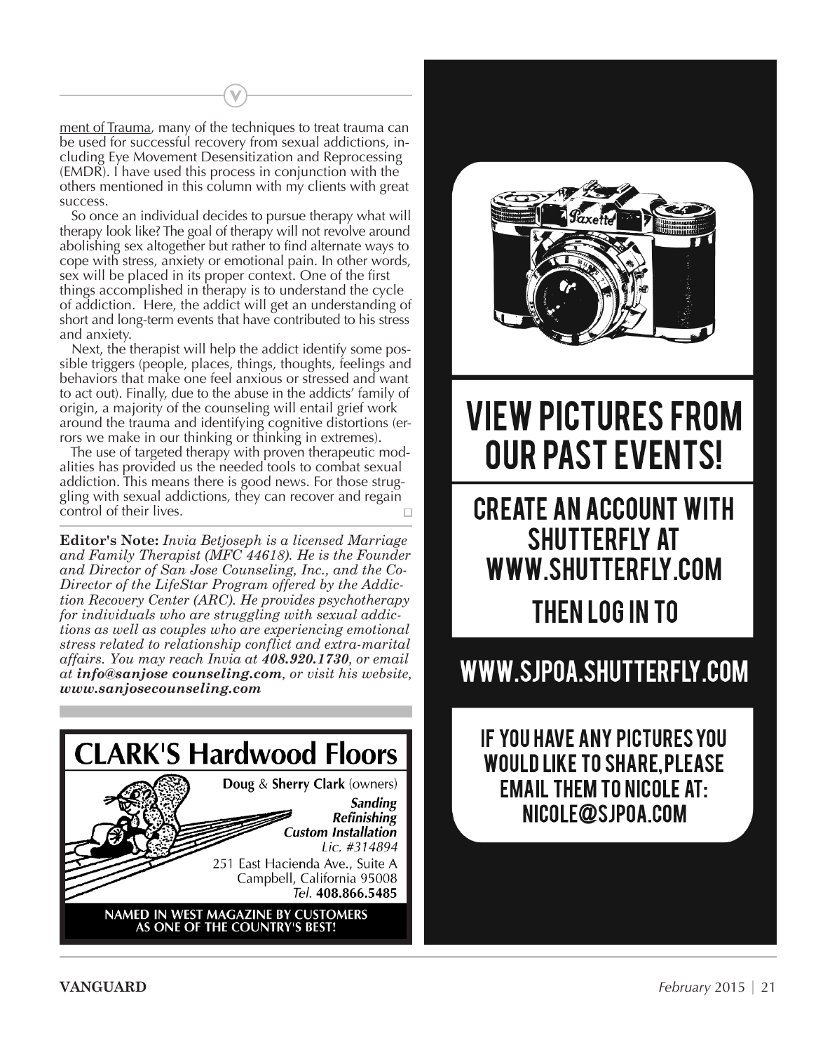ment of Trauma, many of the techniques to treat trauma can be used for successful recovery from sexual addictions, including Eye Movement Desensitization and Reprocessing (EMDR). I have used this process in conjunction with the others mentioned in this column with my clients with great success.

So once an individual decides to pursue therapy what will therapy look like? The goal of therapy will not revolve around abolishing sex altogether but rather to find alternate ways to cope with stress, anxiety or emotional pain. In other words, sex will be placed in its proper context. One of the first things accomplished in therapy is to understand the cycle of addiction. Here, the addict will get an understanding of short and long-term events that have contributed to his stress and anxiety.

Next, the therapist will help the addict identify some possible triggers (people, places, things, thoughts, feelings and behaviors that make one feel anxious or stressed and want to act out). Finally, due to the abuse in the addicts' family of origin, a majority of the counseling will entail grief work around the trauma and identifying cognitive distortions (errors we make in our thinking or thinking in extremes).

The use of targeted therapy with proven therapeutic modalities has provided us the needed tools to combat sexual addiction. This means there is good news. For those struggling with sexual addictions, they can recover and regain control of their lives. □

**Editor's Note:** *Invia Betjoseph is a licensed Marriage and Family Therapist (MFC 44618). He is the Founder and Director of San Jose Counseling, Inc., and the Co-Director of the LifeStar Program offered by the Addiction Recovery Center (ARC). He provides psychotherapy for individuals who are struggling with sexual addictions as well as couples who are experiencing emotional stress related to relationship conflict and extra-marital affairs. You may reach Invia at* ***408.920.1730****, or email at* ***info@sanjose counseling.com****, or visit his website,* ***www.sanjosecounseling.com***

**CLARK'S Hardwood Floors**

**Doug** & **Sherry Clark** (owners)

***Sanding***
***Refinishing***
***Custom Installation***
*Lic. #314894*

251 East Hacienda Ave., Suite A
Campbell, California 95008
*Tel.* **408.866.5485**

**NAMED IN WEST MAGAZINE BY CUSTOMERS AS ONE OF THE COUNTRY'S BEST!**

# VIEW PICTURES FROM OUR PAST EVENTS!

## CREATE AN ACCOUNT WITH SHUTTERFLY AT WWW.SHUTTERFLY.COM

## THEN LOG IN TO

## WWW.SJPOA.SHUTTERFLY.COM

IF YOU HAVE ANY PICTURES YOU WOULD LIKE TO SHARE, PLEASE EMAIL THEM TO NICOLE AT: NICOLE@SJPOA.COM